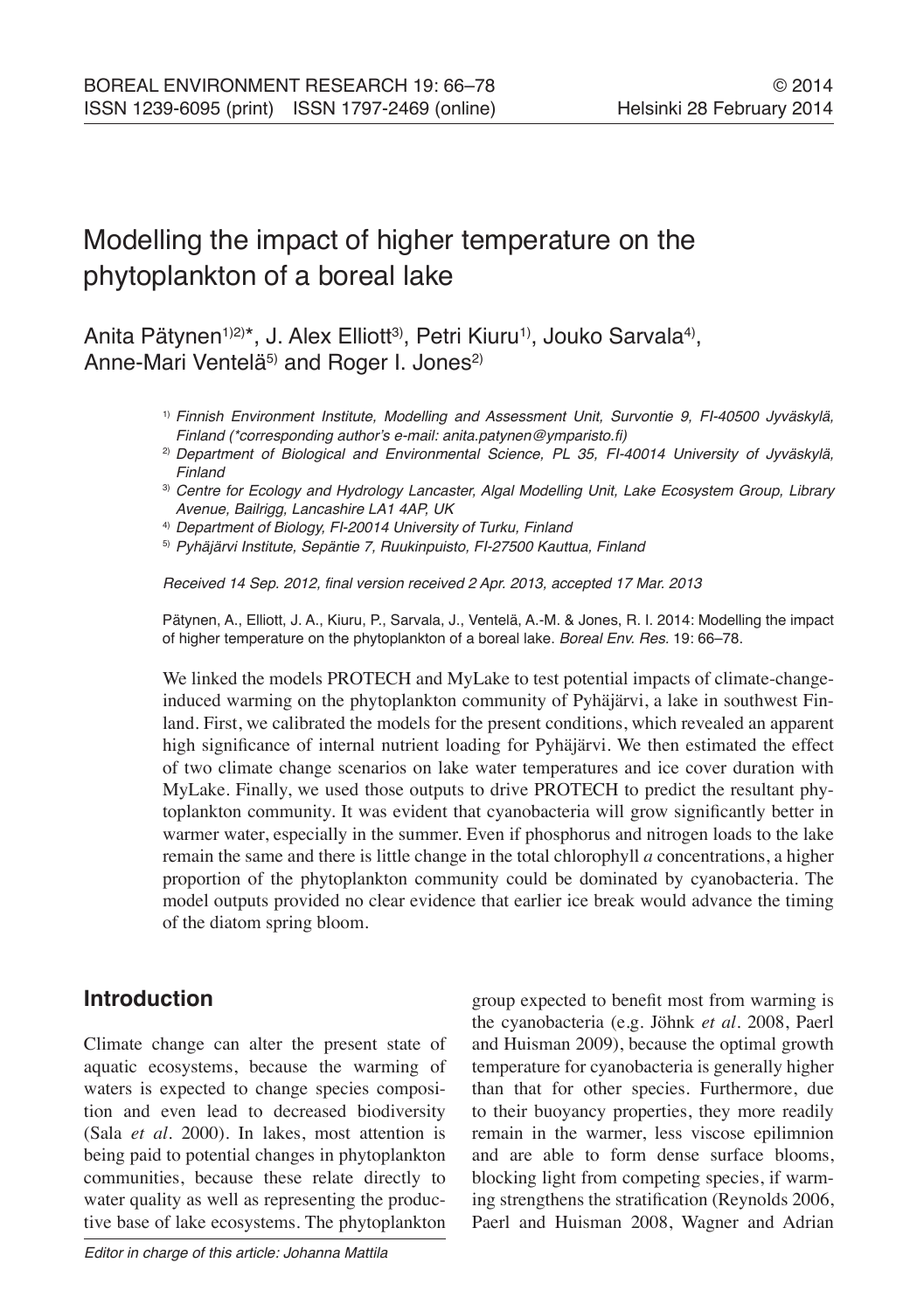# Modelling the impact of higher temperature on the phytoplankton of a boreal lake

Anita Pätynen[1,2]*, J. Alex Elliott[3], Petri Kiuru[1], Jouko Sarvala[4], Anne-Mari Ventelä[5] and Roger I. Jones[2]

[1] *Finnish Environment Institute, Modelling and Assessment Unit, Survontie 9, FI-40500 Jyväskylä, Finland (\*corresponding author's e-mail: anita.patynen@ymparisto.fi)*

[2] *Department of Biological and Environmental Science, PL 35, FI-40014 University of Jyväskylä, Finland*

[3] *Centre for Ecology and Hydrology Lancaster, Algal Modelling Unit, Lake Ecosystem Group, Library Avenue, Bailrigg, Lancashire LA1 4AP, UK*

[4] *Department of Biology, FI-20014 University of Turku, Finland*

[5] *Pyhäjärvi Institute, Sepäntie 7, Ruukinpuisto, FI-27500 Kauttua, Finland*

*Received 14 Sep. 2012, final version received 2 Apr. 2013, accepted 17 Mar. 2013*

Pätynen, A., Elliott, J. A., Kiuru, P., Sarvala, J., Ventelä, A.-M. & Jones, R. I. 2014: Modelling the impact of higher temperature on the phytoplankton of a boreal lake. *Boreal Env. Res.* 19: 66–78.

We linked the models PROTECH and MyLake to test potential impacts of climate-change-induced warming on the phytoplankton community of Pyhäjärvi, a lake in southwest Finland. First, we calibrated the models for the present conditions, which revealed an apparent high significance of internal nutrient loading for Pyhäjärvi. We then estimated the effect of two climate change scenarios on lake water temperatures and ice cover duration with MyLake. Finally, we used those outputs to drive PROTECH to predict the resultant phytoplankton community. It was evident that cyanobacteria will grow significantly better in warmer water, especially in the summer. Even if phosphorus and nitrogen loads to the lake remain the same and there is little change in the total chlorophyll *a* concentrations, a higher proportion of the phytoplankton community could be dominated by cyanobacteria. The model outputs provided no clear evidence that earlier ice break would advance the timing of the diatom spring bloom.

## Introduction

Climate change can alter the present state of aquatic ecosystems, because the warming of waters is expected to change species composition and even lead to decreased biodiversity (Sala *et al*. 2000). In lakes, most attention is being paid to potential changes in phytoplankton communities, because these relate directly to water quality as well as representing the productive base of lake ecosystems. The phytoplankton group expected to benefit most from warming is the cyanobacteria (e.g. Jöhnk *et al*. 2008, Paerl and Huisman 2009), because the optimal growth temperature for cyanobacteria is generally higher than that for other species. Furthermore, due to their buoyancy properties, they more readily remain in the warmer, less viscose epilimnion and are able to form dense surface blooms, blocking light from competing species, if warming strengthens the stratification (Reynolds 2006, Paerl and Huisman 2008, Wagner and Adrian

*Editor in charge of this article: Johanna Mattila*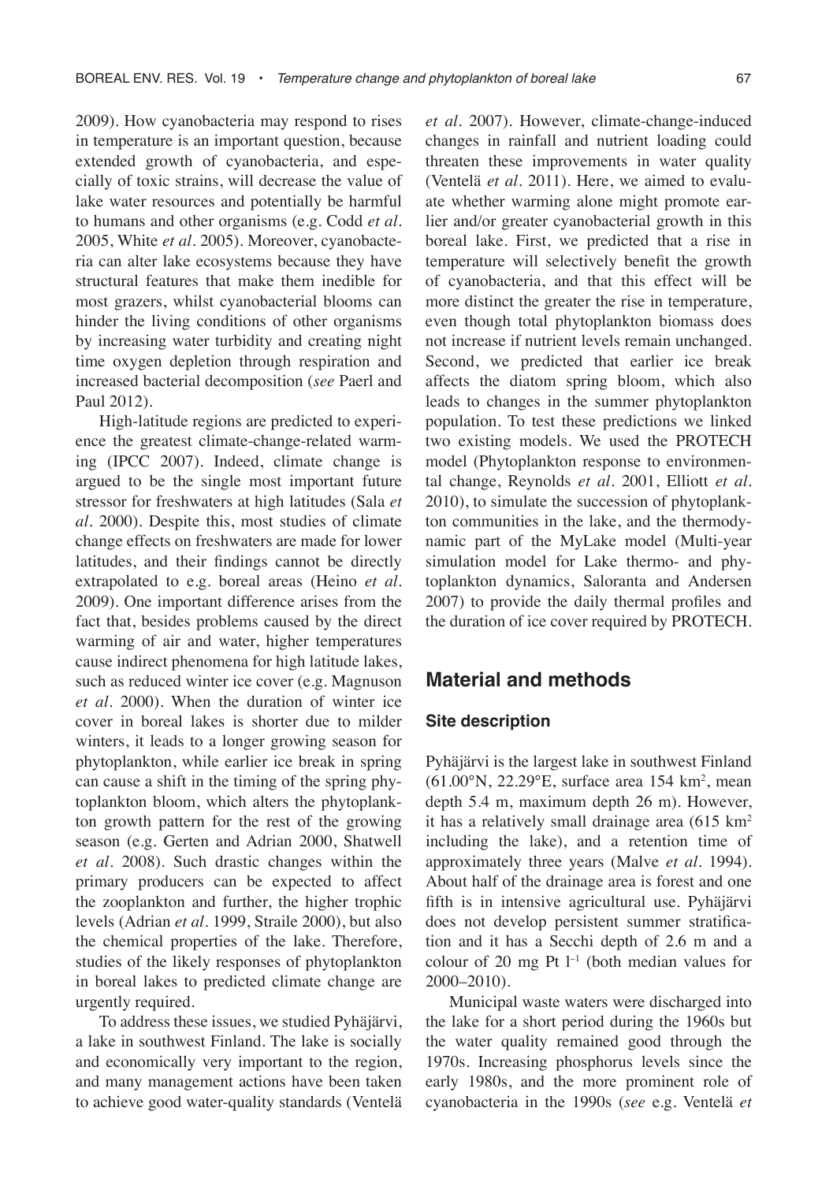2009). How cyanobacteria may respond to rises in temperature is an important question, because extended growth of cyanobacteria, and especially of toxic strains, will decrease the value of lake water resources and potentially be harmful to humans and other organisms (e.g. Codd *et al.* 2005, White *et al.* 2005). Moreover, cyanobacteria can alter lake ecosystems because they have structural features that make them inedible for most grazers, whilst cyanobacterial blooms can hinder the living conditions of other organisms by increasing water turbidity and creating night time oxygen depletion through respiration and increased bacterial decomposition (*see* Paerl and Paul 2012).

High-latitude regions are predicted to experience the greatest climate-change-related warming (IPCC 2007). Indeed, climate change is argued to be the single most important future stressor for freshwaters at high latitudes (Sala *et al.* 2000). Despite this, most studies of climate change effects on freshwaters are made for lower latitudes, and their findings cannot be directly extrapolated to e.g. boreal areas (Heino *et al.* 2009). One important difference arises from the fact that, besides problems caused by the direct warming of air and water, higher temperatures cause indirect phenomena for high latitude lakes, such as reduced winter ice cover (e.g. Magnuson *et al.* 2000). When the duration of winter ice cover in boreal lakes is shorter due to milder winters, it leads to a longer growing season for phytoplankton, while earlier ice break in spring can cause a shift in the timing of the spring phytoplankton bloom, which alters the phytoplankton growth pattern for the rest of the growing season (e.g. Gerten and Adrian 2000, Shatwell *et al.* 2008). Such drastic changes within the primary producers can be expected to affect the zooplankton and further, the higher trophic levels (Adrian *et al.* 1999, Straile 2000), but also the chemical properties of the lake. Therefore, studies of the likely responses of phytoplankton in boreal lakes to predicted climate change are urgently required.

To address these issues, we studied Pyhäjärvi, a lake in southwest Finland. The lake is socially and economically very important to the region, and many management actions have been taken to achieve good water-quality standards (Ventelä *et al.* 2007). However, climate-change-induced changes in rainfall and nutrient loading could threaten these improvements in water quality (Ventelä *et al.* 2011). Here, we aimed to evaluate whether warming alone might promote earlier and/or greater cyanobacterial growth in this boreal lake. First, we predicted that a rise in temperature will selectively benefit the growth of cyanobacteria, and that this effect will be more distinct the greater the rise in temperature, even though total phytoplankton biomass does not increase if nutrient levels remain unchanged. Second, we predicted that earlier ice break affects the diatom spring bloom, which also leads to changes in the summer phytoplankton population. To test these predictions we linked two existing models. We used the PROTECH model (Phytoplankton response to environmental change, Reynolds *et al.* 2001, Elliott *et al.* 2010), to simulate the succession of phytoplankton communities in the lake, and the thermodynamic part of the MyLake model (Multi-year simulation model for Lake thermo- and phytoplankton dynamics, Saloranta and Andersen 2007) to provide the daily thermal profiles and the duration of ice cover required by PROTECH.

## Material and methods

### Site description

Pyhäjärvi is the largest lake in southwest Finland (61.00°N, 22.29°E, surface area 154 km$^2$, mean depth 5.4 m, maximum depth 26 m). However, it has a relatively small drainage area (615 km$^2$ including the lake), and a retention time of approximately three years (Malve *et al.* 1994). About half of the drainage area is forest and one fifth is in intensive agricultural use. Pyhäjärvi does not develop persistent summer stratification and it has a Secchi depth of 2.6 m and a colour of 20 mg Pt l$^{-1}$ (both median values for 2000–2010).

Municipal waste waters were discharged into the lake for a short period during the 1960s but the water quality remained good through the 1970s. Increasing phosphorus levels since the early 1980s, and the more prominent role of cyanobacteria in the 1990s (*see* e.g. Ventelä *et*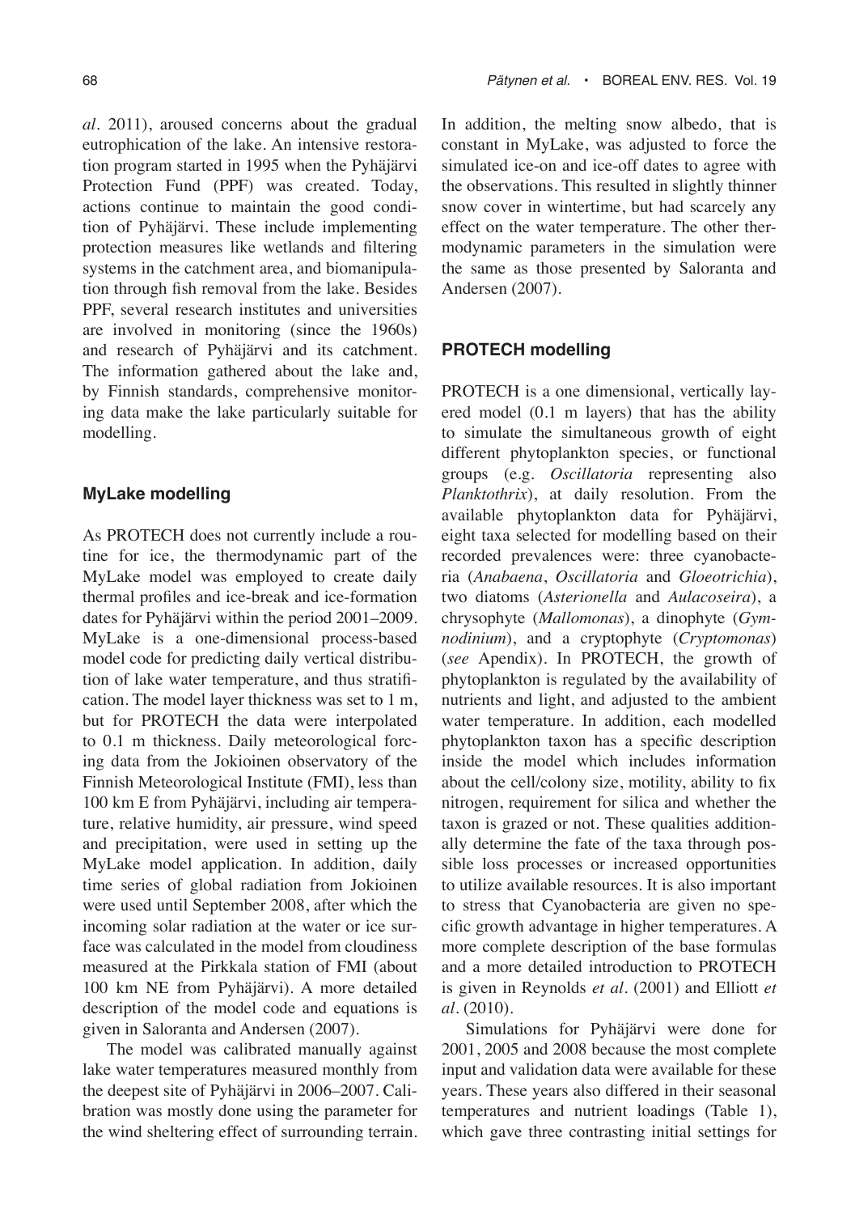*al.* 2011), aroused concerns about the gradual eutrophication of the lake. An intensive restoration program started in 1995 when the Pyhäjärvi Protection Fund (PPF) was created. Today, actions continue to maintain the good condition of Pyhäjärvi. These include implementing protection measures like wetlands and filtering systems in the catchment area, and biomanipulation through fish removal from the lake. Besides PPF, several research institutes and universities are involved in monitoring (since the 1960s) and research of Pyhäjärvi and its catchment. The information gathered about the lake and, by Finnish standards, comprehensive monitoring data make the lake particularly suitable for modelling.

### MyLake modelling

As PROTECH does not currently include a routine for ice, the thermodynamic part of the MyLake model was employed to create daily thermal profiles and ice-break and ice-formation dates for Pyhäjärvi within the period 2001–2009. MyLake is a one-dimensional process-based model code for predicting daily vertical distribution of lake water temperature, and thus stratification. The model layer thickness was set to 1 m, but for PROTECH the data were interpolated to 0.1 m thickness. Daily meteorological forcing data from the Jokioinen observatory of the Finnish Meteorological Institute (FMI), less than 100 km E from Pyhäjärvi, including air temperature, relative humidity, air pressure, wind speed and precipitation, were used in setting up the MyLake model application. In addition, daily time series of global radiation from Jokioinen were used until September 2008, after which the incoming solar radiation at the water or ice surface was calculated in the model from cloudiness measured at the Pirkkala station of FMI (about 100 km NE from Pyhäjärvi). A more detailed description of the model code and equations is given in Saloranta and Andersen (2007).

The model was calibrated manually against lake water temperatures measured monthly from the deepest site of Pyhäjärvi in 2006–2007. Calibration was mostly done using the parameter for the wind sheltering effect of surrounding terrain. In addition, the melting snow albedo, that is constant in MyLake, was adjusted to force the simulated ice-on and ice-off dates to agree with the observations. This resulted in slightly thinner snow cover in wintertime, but had scarcely any effect on the water temperature. The other thermodynamic parameters in the simulation were the same as those presented by Saloranta and Andersen (2007).

### PROTECH modelling

PROTECH is a one dimensional, vertically layered model (0.1 m layers) that has the ability to simulate the simultaneous growth of eight different phytoplankton species, or functional groups (e.g. *Oscillatoria* representing also *Planktothrix*), at daily resolution. From the available phytoplankton data for Pyhäjärvi, eight taxa selected for modelling based on their recorded prevalences were: three cyanobacteria (*Anabaena*, *Oscillatoria* and *Gloeotrichia*), two diatoms (*Asterionella* and *Aulacoseira*), a chrysophyte (*Mallomonas*), a dinophyte (*Gymnodinium*), and a cryptophyte (*Cryptomonas*) (*see* Apendix). In PROTECH, the growth of phytoplankton is regulated by the availability of nutrients and light, and adjusted to the ambient water temperature. In addition, each modelled phytoplankton taxon has a specific description inside the model which includes information about the cell/colony size, motility, ability to fix nitrogen, requirement for silica and whether the taxon is grazed or not. These qualities additionally determine the fate of the taxa through possible loss processes or increased opportunities to utilize available resources. It is also important to stress that Cyanobacteria are given no specific growth advantage in higher temperatures. A more complete description of the base formulas and a more detailed introduction to PROTECH is given in Reynolds *et al.* (2001) and Elliott *et al.* (2010).

Simulations for Pyhäjärvi were done for 2001, 2005 and 2008 because the most complete input and validation data were available for these years. These years also differed in their seasonal temperatures and nutrient loadings (Table 1), which gave three contrasting initial settings for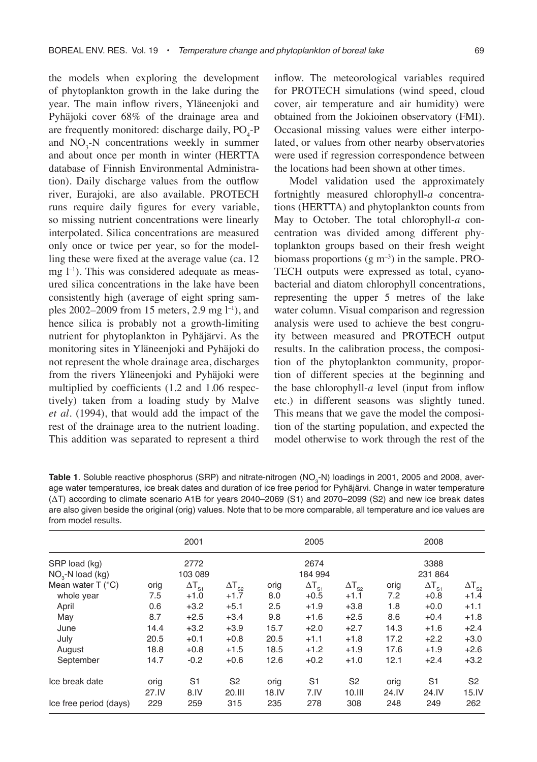the models when exploring the development of phytoplankton growth in the lake during the year. The main inflow rivers, Yläneenjoki and Pyhäjoki cover 68% of the drainage area and are frequently monitored: discharge daily, $PO_4$-P and $NO_3$-N concentrations weekly in summer and about once per month in winter (HERTTA database of Finnish Environmental Administration). Daily discharge values from the outflow river, Eurajoki, are also available. PROTECH runs require daily figures for every variable, so missing nutrient concentrations were linearly interpolated. Silica concentrations are measured only once or twice per year, so for the modelling these were fixed at the average value (ca. 12 mg $l^{-1}$). This was considered adequate as measured silica concentrations in the lake have been consistently high (average of eight spring samples 2002–2009 from 15 meters, 2.9 mg $l^{-1}$), and hence silica is probably not a growth-limiting nutrient for phytoplankton in Pyhäjärvi. As the monitoring sites in Yläneenjoki and Pyhäjoki do not represent the whole drainage area, discharges from the rivers Yläneenjoki and Pyhäjoki were multiplied by coefficients (1.2 and 1.06 respectively) taken from a loading study by Malve *et al.* (1994), that would add the impact of the rest of the drainage area to the nutrient loading. This addition was separated to represent a third inflow. The meteorological variables required for PROTECH simulations (wind speed, cloud cover, air temperature and air humidity) were obtained from the Jokioinen observatory (FMI). Occasional missing values were either interpolated, or values from other nearby observatories were used if regression correspondence between the locations had been shown at other times.

Model validation used the approximately fortnightly measured chlorophyll-*a* concentrations (HERTTA) and phytoplankton counts from May to October. The total chlorophyll-*a* concentration was divided among different phytoplankton groups based on their fresh weight biomass proportions (g $m^{-3}$) in the sample. PROTECH outputs were expressed as total, cyanobacterial and diatom chlorophyll concentrations, representing the upper 5 metres of the lake water column. Visual comparison and regression analysis were used to achieve the best congruity between measured and PROTECH output results. In the calibration process, the composition of the phytoplankton community, proportion of different species at the beginning and the base chlorophyll-*a* level (input from inflow etc.) in different seasons was slightly tuned. This means that we gave the model the composition of the starting population, and expected the model otherwise to work through the rest of the

**Table 1**. Soluble reactive phosphorus (SRP) and nitrate-nitrogen ($NO_3$-N) loadings in 2001, 2005 and 2008, average water temperatures, ice break dates and duration of ice free period for Pyhäjärvi. Change in water temperature ($\Delta T$) according to climate scenario A1B for years 2040–2069 (S1) and 2070–2099 (S2) and new ice break dates are also given beside the original (orig) values. Note that to be more comparable, all temperature and ice values are from model results.

| | 2001 | | | 2005 | | | 2008 | | |
|---|---|---|---|---|---|---|---|---|---|
| SRP load (kg) | 2772 | | | 2674 | | | 3388 | | |
| $NO_3$-N load (kg) | 103 089 | | | 184 994 | | | 231 864 | | |
| Mean water T (°C) | orig | $\Delta T_{S1}$ | $\Delta T_{S2}$ | orig | $\Delta T_{S1}$ | $\Delta T_{S2}$ | orig | $\Delta T_{S1}$ | $\Delta T_{S2}$ |
| whole year | 7.5 | +1.0 | +1.7 | 8.0 | +0.5 | +1.1 | 7.2 | +0.8 | +1.4 |
| April | 0.6 | +3.2 | +5.1 | 2.5 | +1.9 | +3.8 | 1.8 | +0.0 | +1.1 |
| May | 8.7 | +2.5 | +3.4 | 9.8 | +1.6 | +2.5 | 8.6 | +0.4 | +1.8 |
| June | 14.4 | +3.2 | +3.9 | 15.7 | +2.0 | +2.7 | 14.3 | +1.6 | +2.4 |
| July | 20.5 | +0.1 | +0.8 | 20.5 | +1.1 | +1.8 | 17.2 | +2.2 | +3.0 |
| August | 18.8 | +0.8 | +1.5 | 18.5 | +1.2 | +1.9 | 17.6 | +1.9 | +2.6 |
| September | 14.7 | -0.2 | +0.6 | 12.6 | +0.2 | +1.0 | 12.1 | +2.4 | +3.2 |
| Ice break date | orig | S1 | S2 | orig | S1 | S2 | orig | S1 | S2 |
| | 27.IV | 8.IV | 20.III | 18.IV | 7.IV | 10.III | 24.IV | 24.IV | 15.IV |
| Ice free period (days) | 229 | 259 | 315 | 235 | 278 | 308 | 248 | 249 | 262 |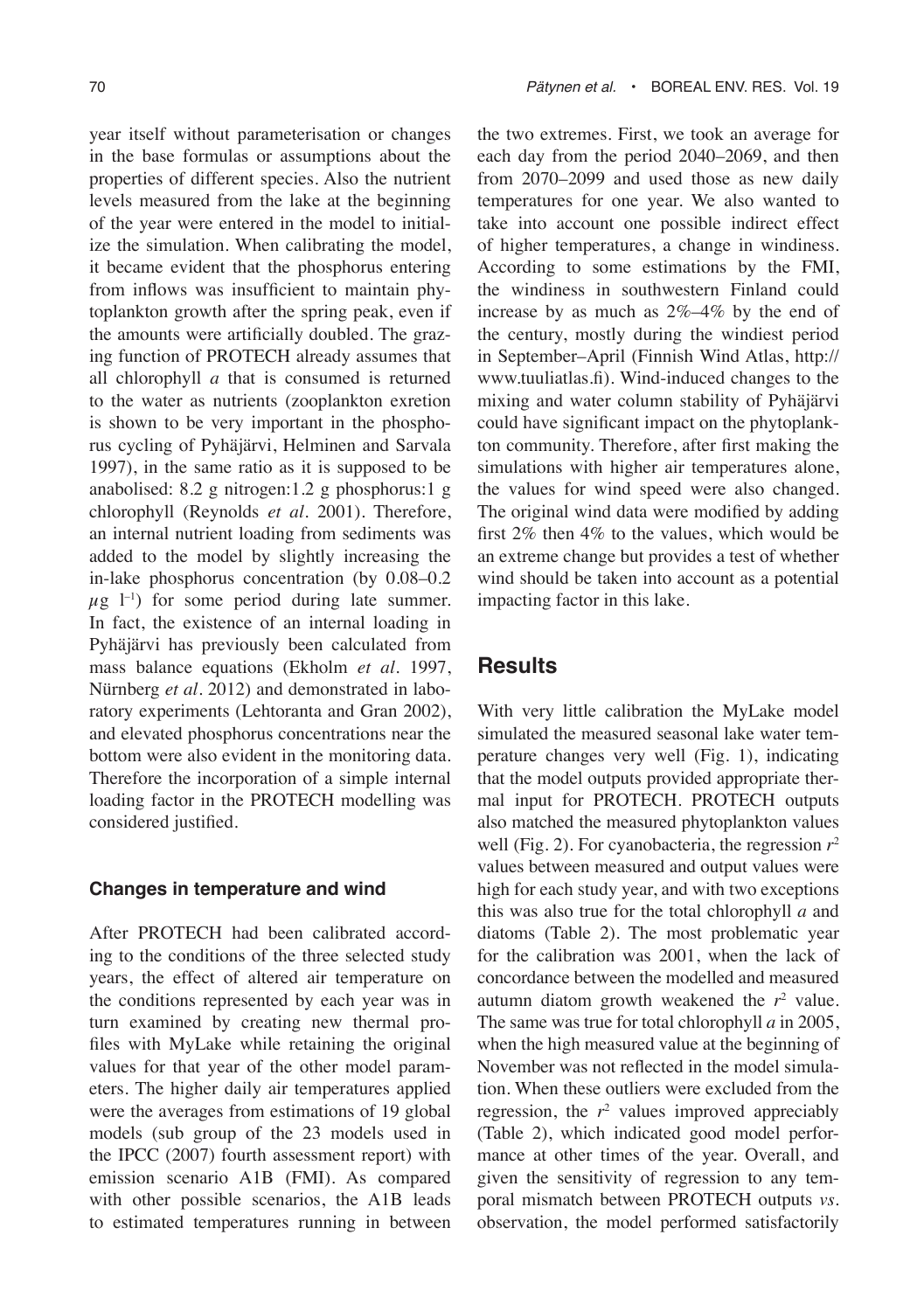year itself without parameterisation or changes in the base formulas or assumptions about the properties of different species. Also the nutrient levels measured from the lake at the beginning of the year were entered in the model to initialize the simulation. When calibrating the model, it became evident that the phosphorus entering from inflows was insufficient to maintain phytoplankton growth after the spring peak, even if the amounts were artificially doubled. The grazing function of PROTECH already assumes that all chlorophyll *a* that is consumed is returned to the water as nutrients (zooplankton exretion is shown to be very important in the phosphorus cycling of Pyhäjärvi, Helminen and Sarvala 1997), in the same ratio as it is supposed to be anabolised: 8.2 g nitrogen:1.2 g phosphorus:1 g chlorophyll (Reynolds *et al.* 2001). Therefore, an internal nutrient loading from sediments was added to the model by slightly increasing the in-lake phosphorus concentration (by 0.08–0.2 $\mu$g l$^{-1}$) for some period during late summer. In fact, the existence of an internal loading in Pyhäjärvi has previously been calculated from mass balance equations (Ekholm *et al.* 1997, Nürnberg *et al.* 2012) and demonstrated in laboratory experiments (Lehtoranta and Gran 2002), and elevated phosphorus concentrations near the bottom were also evident in the monitoring data. Therefore the incorporation of a simple internal loading factor in the PROTECH modelling was considered justified.

### Changes in temperature and wind

After PROTECH had been calibrated according to the conditions of the three selected study years, the effect of altered air temperature on the conditions represented by each year was in turn examined by creating new thermal profiles with MyLake while retaining the original values for that year of the other model parameters. The higher daily air temperatures applied were the averages from estimations of 19 global models (sub group of the 23 models used in the IPCC (2007) fourth assessment report) with emission scenario A1B (FMI). As compared with other possible scenarios, the A1B leads to estimated temperatures running in between the two extremes. First, we took an average for each day from the period 2040–2069, and then from 2070–2099 and used those as new daily temperatures for one year. We also wanted to take into account one possible indirect effect of higher temperatures, a change in windiness. According to some estimations by the FMI, the windiness in southwestern Finland could increase by as much as 2%–4% by the end of the century, mostly during the windiest period in September–April (Finnish Wind Atlas, http://www.tuuliatlas.fi). Wind-induced changes to the mixing and water column stability of Pyhäjärvi could have significant impact on the phytoplankton community. Therefore, after first making the simulations with higher air temperatures alone, the values for wind speed were also changed. The original wind data were modified by adding first 2% then 4% to the values, which would be an extreme change but provides a test of whether wind should be taken into account as a potential impacting factor in this lake.

## Results

With very little calibration the MyLake model simulated the measured seasonal lake water temperature changes very well (Fig. 1), indicating that the model outputs provided appropriate thermal input for PROTECH. PROTECH outputs also matched the measured phytoplankton values well (Fig. 2). For cyanobacteria, the regression $r^2$ values between measured and output values were high for each study year, and with two exceptions this was also true for the total chlorophyll *a* and diatoms (Table 2). The most problematic year for the calibration was 2001, when the lack of concordance between the modelled and measured autumn diatom growth weakened the $r^2$ value. The same was true for total chlorophyll *a* in 2005, when the high measured value at the beginning of November was not reflected in the model simulation. When these outliers were excluded from the regression, the $r^2$ values improved appreciably (Table 2), which indicated good model performance at other times of the year. Overall, and given the sensitivity of regression to any temporal mismatch between PROTECH outputs *vs.* observation, the model performed satisfactorily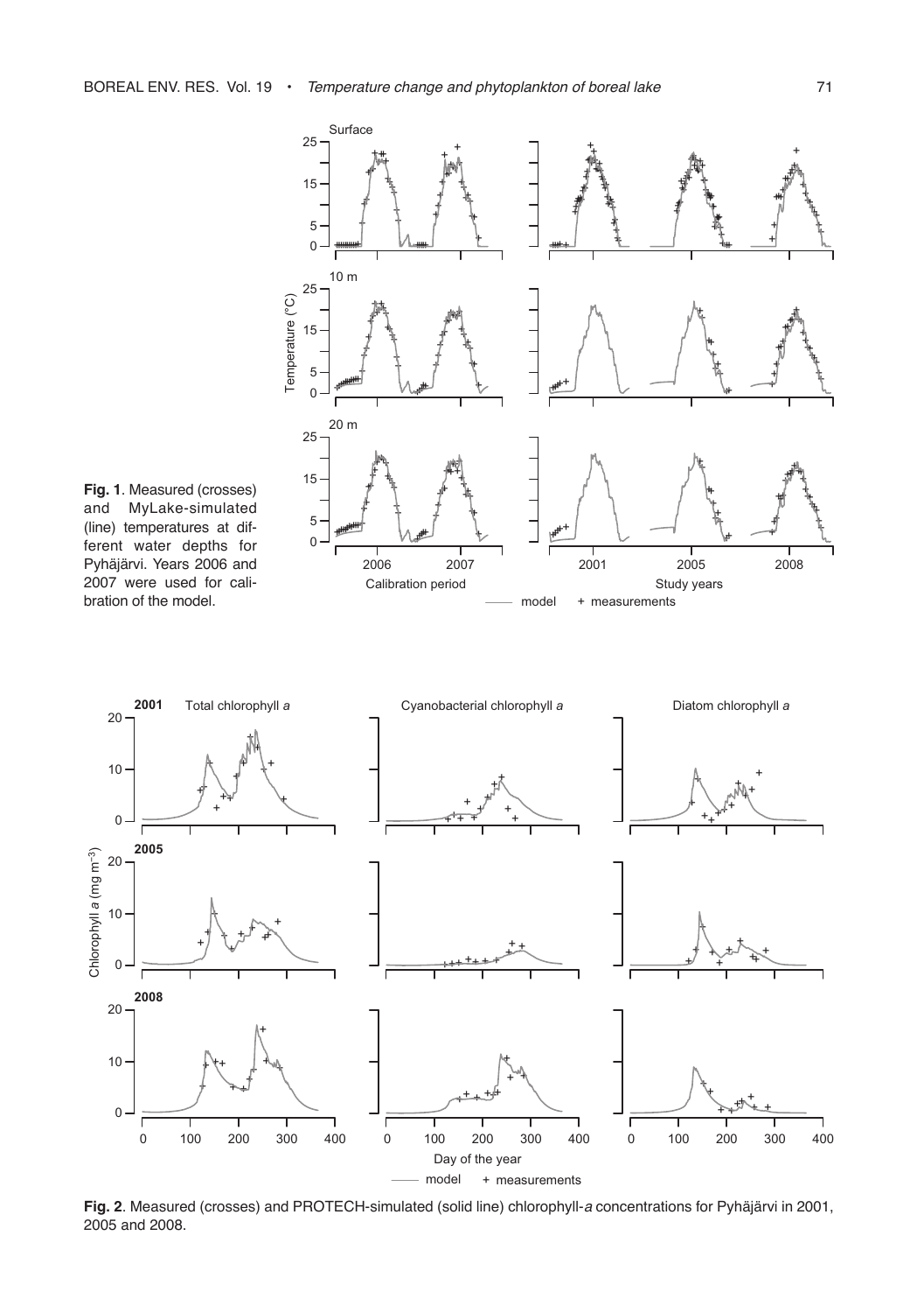**Fig. 1**. Measured (crosses) and MyLake-simulated (line) temperatures at different water depths for Pyhäjärvi. Years 2006 and 2007 were used for calibration of the model.

**Fig. 2**. Measured (crosses) and PROTECH-simulated (solid line) chlorophyll-*a* concentrations for Pyhäjärvi in 2001, 2005 and 2008.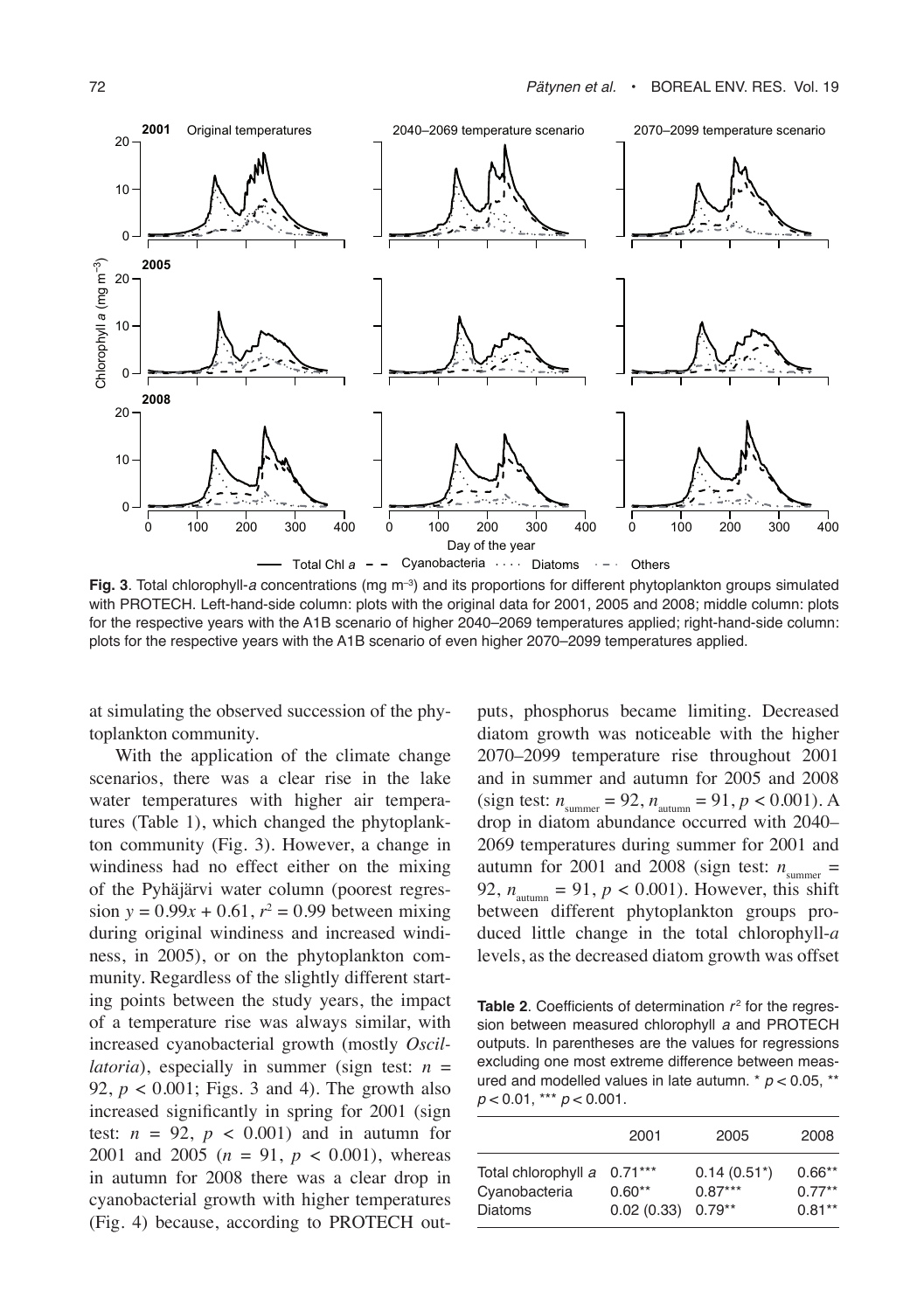**Fig. 3**. Total chlorophyll-*a* concentrations (mg $m^{-3}$) and its proportions for different phytoplankton groups simulated with PROTECH. Left-hand-side column: plots with the original data for 2001, 2005 and 2008; middle column: plots for the respective years with the A1B scenario of higher 2040–2069 temperatures applied; right-hand-side column: plots for the respective years with the A1B scenario of even higher 2070–2099 temperatures applied.

at simulating the observed succession of the phytoplankton community.

With the application of the climate change scenarios, there was a clear rise in the lake water temperatures with higher air temperatures (Table 1), which changed the phytoplankton community (Fig. 3). However, a change in windiness had no effect either on the mixing of the Pyhäjärvi water column (poorest regression $y = 0.99x + 0.61$, $r^2 = 0.99$ between mixing during original windiness and increased windiness, in 2005), or on the phytoplankton community. Regardless of the slightly different starting points between the study years, the impact of a temperature rise was always similar, with increased cyanobacterial growth (mostly *Oscillatoria*), especially in summer (sign test: $n = 92$, $p < 0.001$; Figs. 3 and 4). The growth also increased significantly in spring for 2001 (sign test: $n = 92$, $p < 0.001$) and in autumn for 2001 and 2005 ($n = 91$, $p < 0.001$), whereas in autumn for 2008 there was a clear drop in cyanobacterial growth with higher temperatures (Fig. 4) because, according to PROTECH outputs, phosphorus became limiting. Decreased diatom growth was noticeable with the higher 2070–2099 temperature rise throughout 2001 and in summer and autumn for 2005 and 2008 (sign test: $n_{summer} = 92$, $n_{autumn} = 91$, $p < 0.001$). A drop in diatom abundance occurred with 2040–2069 temperatures during summer for 2001 and autumn for 2001 and 2008 (sign test: $n_{summer} = 92$, $n_{autumn} = 91$, $p < 0.001$). However, this shift between different phytoplankton groups produced little change in the total chlorophyll-*a* levels, as the decreased diatom growth was offset

**Table 2**. Coefficients of determination $r^2$ for the regression between measured chlorophyll *a* and PROTECH outputs. In parentheses are the values for regressions excluding one most extreme difference between measured and modelled values in late autumn. * $p < 0.05$, ** $p < 0.01$, *** $p < 0.001$.

| | 2001 | 2005 | 2008 |
|---|---|---|---|
| Total chlorophyll *a* | 0.71*** | 0.14 (0.51*) | 0.66** |
| Cyanobacteria | 0.60** | 0.87*** | 0.77** |
| Diatoms | 0.02 (0.33) | 0.79** | 0.81** |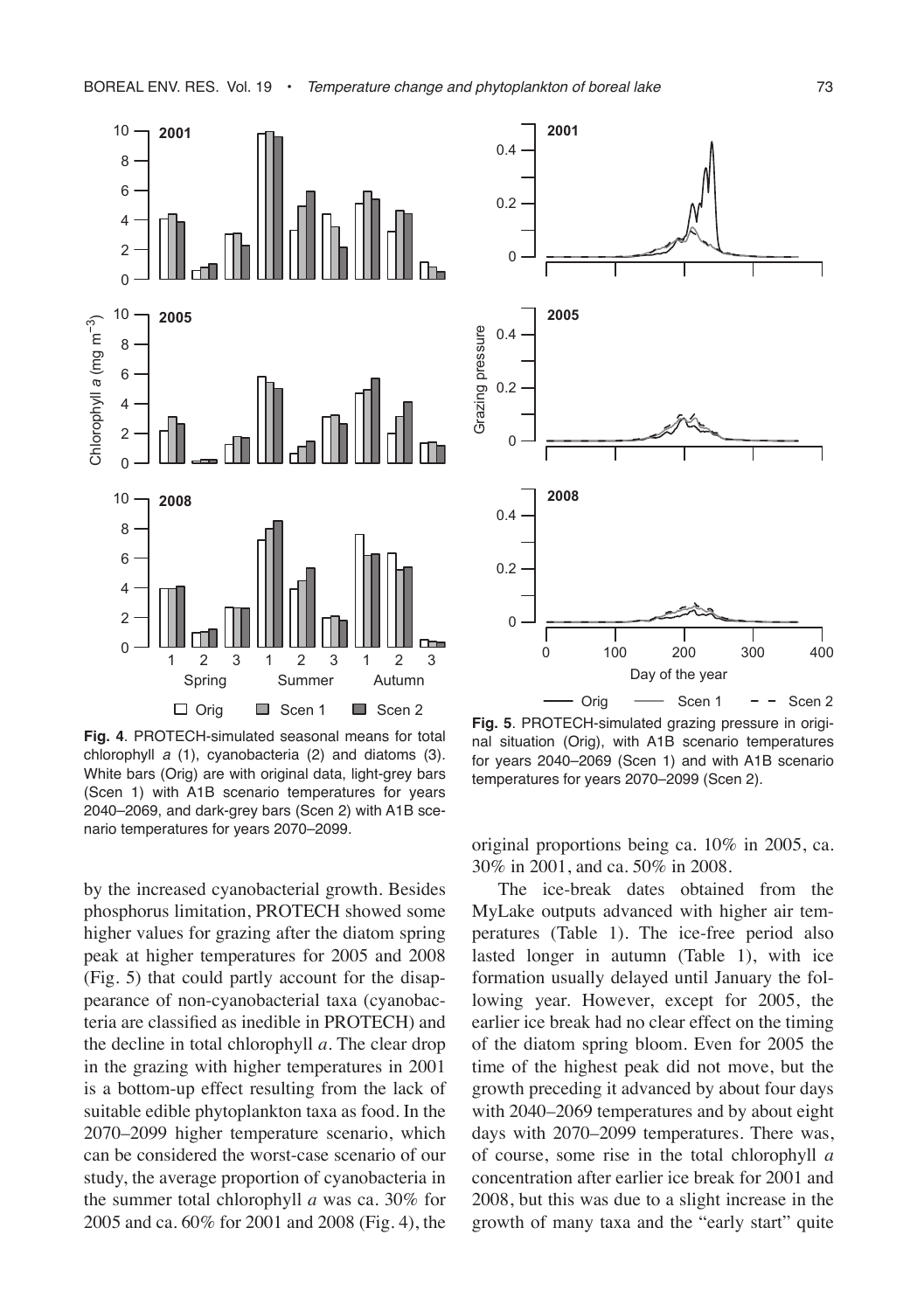**Fig. 4**. PROTECH-simulated seasonal means for total chlorophyll *a* (1), cyanobacteria (2) and diatoms (3). White bars (Orig) are with original data, light-grey bars (Scen 1) with A1B scenario temperatures for years 2040–2069, and dark-grey bars (Scen 2) with A1B scenario temperatures for years 2070–2099.

**Fig. 5**. PROTECH-simulated grazing pressure in original situation (Orig), with A1B scenario temperatures for years 2040–2069 (Scen 1) and with A1B scenario temperatures for years 2070–2099 (Scen 2).

by the increased cyanobacterial growth. Besides phosphorus limitation, PROTECH showed some higher values for grazing after the diatom spring peak at higher temperatures for 2005 and 2008 (Fig. 5) that could partly account for the disappearance of non-cyanobacterial taxa (cyanobacteria are classified as inedible in PROTECH) and the decline in total chlorophyll *a*. The clear drop in the grazing with higher temperatures in 2001 is a bottom-up effect resulting from the lack of suitable edible phytoplankton taxa as food. In the 2070–2099 higher temperature scenario, which can be considered the worst-case scenario of our study, the average proportion of cyanobacteria in the summer total chlorophyll *a* was ca. 30% for 2005 and ca. 60% for 2001 and 2008 (Fig. 4), the original proportions being ca. 10% in 2005, ca. 30% in 2001, and ca. 50% in 2008.

The ice-break dates obtained from the MyLake outputs advanced with higher air temperatures (Table 1). The ice-free period also lasted longer in autumn (Table 1), with ice formation usually delayed until January the following year. However, except for 2005, the earlier ice break had no clear effect on the timing of the diatom spring bloom. Even for 2005 the time of the highest peak did not move, but the growth preceding it advanced by about four days with 2040–2069 temperatures and by about eight days with 2070–2099 temperatures. There was, of course, some rise in the total chlorophyll *a* concentration after earlier ice break for 2001 and 2008, but this was due to a slight increase in the growth of many taxa and the "early start" quite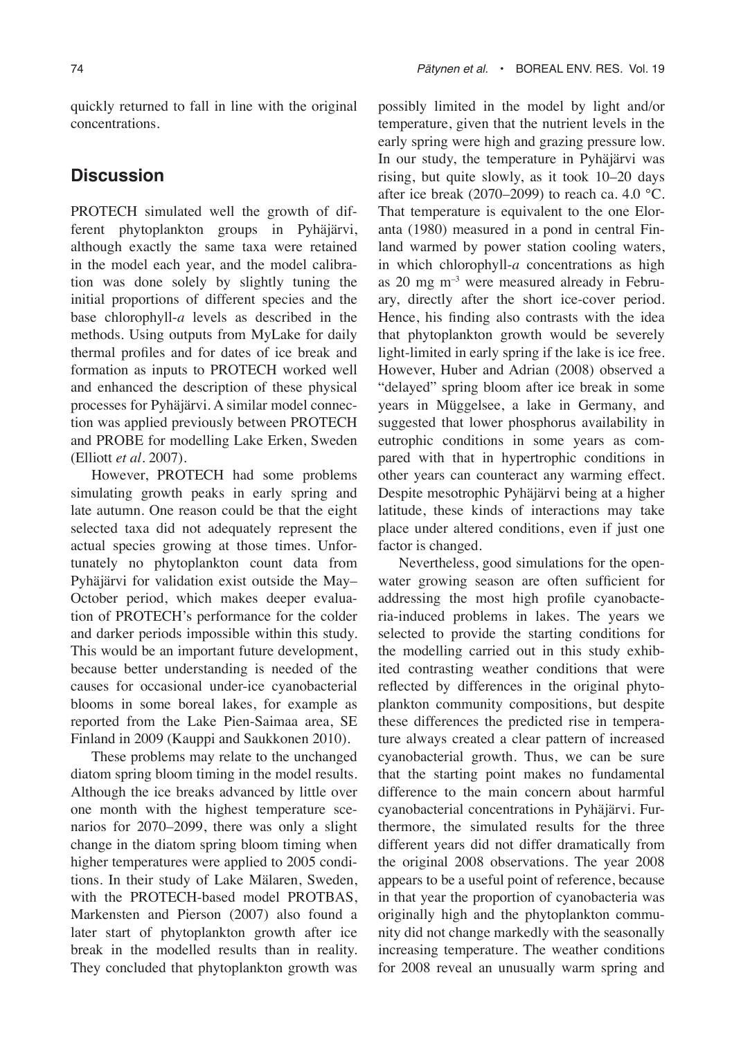quickly returned to fall in line with the original concentrations.

## Discussion

PROTECH simulated well the growth of different phytoplankton groups in Pyhäjärvi, although exactly the same taxa were retained in the model each year, and the model calibration was done solely by slightly tuning the initial proportions of different species and the base chlorophyll-*a* levels as described in the methods. Using outputs from MyLake for daily thermal profiles and for dates of ice break and formation as inputs to PROTECH worked well and enhanced the description of these physical processes for Pyhäjärvi. A similar model connection was applied previously between PROTECH and PROBE for modelling Lake Erken, Sweden (Elliott *et al.* 2007).

However, PROTECH had some problems simulating growth peaks in early spring and late autumn. One reason could be that the eight selected taxa did not adequately represent the actual species growing at those times. Unfortunately no phytoplankton count data from Pyhäjärvi for validation exist outside the May–October period, which makes deeper evaluation of PROTECH's performance for the colder and darker periods impossible within this study. This would be an important future development, because better understanding is needed of the causes for occasional under-ice cyanobacterial blooms in some boreal lakes, for example as reported from the Lake Pien-Saimaa area, SE Finland in 2009 (Kauppi and Saukkonen 2010).

These problems may relate to the unchanged diatom spring bloom timing in the model results. Although the ice breaks advanced by little over one month with the highest temperature scenarios for 2070–2099, there was only a slight change in the diatom spring bloom timing when higher temperatures were applied to 2005 conditions. In their study of Lake Mälaren, Sweden, with the PROTECH-based model PROTBAS, Markensten and Pierson (2007) also found a later start of phytoplankton growth after ice break in the modelled results than in reality. They concluded that phytoplankton growth was possibly limited in the model by light and/or temperature, given that the nutrient levels in the early spring were high and grazing pressure low. In our study, the temperature in Pyhäjärvi was rising, but quite slowly, as it took 10–20 days after ice break (2070–2099) to reach ca. 4.0 °C. That temperature is equivalent to the one Eloranta (1980) measured in a pond in central Finland warmed by power station cooling waters, in which chlorophyll-*a* concentrations as high as 20 mg m$^{-3}$ were measured already in February, directly after the short ice-cover period. Hence, his finding also contrasts with the idea that phytoplankton growth would be severely light-limited in early spring if the lake is ice free. However, Huber and Adrian (2008) observed a "delayed" spring bloom after ice break in some years in Müggelsee, a lake in Germany, and suggested that lower phosphorus availability in eutrophic conditions in some years as compared with that in hypertrophic conditions in other years can counteract any warming effect. Despite mesotrophic Pyhäjärvi being at a higher latitude, these kinds of interactions may take place under altered conditions, even if just one factor is changed.

Nevertheless, good simulations for the open-water growing season are often sufficient for addressing the most high profile cyanobacteria-induced problems in lakes. The years we selected to provide the starting conditions for the modelling carried out in this study exhibited contrasting weather conditions that were reflected by differences in the original phytoplankton community compositions, but despite these differences the predicted rise in temperature always created a clear pattern of increased cyanobacterial growth. Thus, we can be sure that the starting point makes no fundamental difference to the main concern about harmful cyanobacterial concentrations in Pyhäjärvi. Furthermore, the simulated results for the three different years did not differ dramatically from the original 2008 observations. The year 2008 appears to be a useful point of reference, because in that year the proportion of cyanobacteria was originally high and the phytoplankton community did not change markedly with the seasonally increasing temperature. The weather conditions for 2008 reveal an unusually warm spring and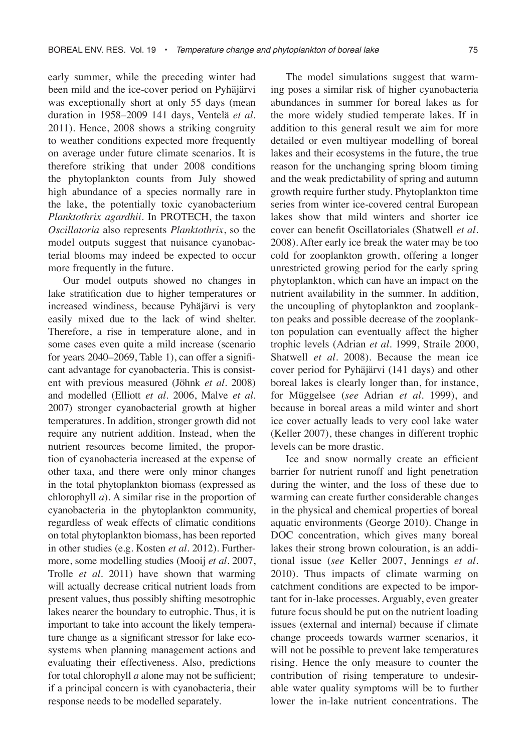early summer, while the preceding winter had been mild and the ice-cover period on Pyhäjärvi was exceptionally short at only 55 days (mean duration in 1958–2009 141 days, Ventelä *et al.* 2011). Hence, 2008 shows a striking congruity to weather conditions expected more frequently on average under future climate scenarios. It is therefore striking that under 2008 conditions the phytoplankton counts from July showed high abundance of a species normally rare in the lake, the potentially toxic cyanobacterium *Planktothrix agardhii*. In PROTECH, the taxon *Oscillatoria* also represents *Planktothrix*, so the model outputs suggest that nuisance cyanobacterial blooms may indeed be expected to occur more frequently in the future.

Our model outputs showed no changes in lake stratification due to higher temperatures or increased windiness, because Pyhäjärvi is very easily mixed due to the lack of wind shelter. Therefore, a rise in temperature alone, and in some cases even quite a mild increase (scenario for years 2040–2069, Table 1), can offer a significant advantage for cyanobacteria. This is consistent with previous measured (Jöhnk *et al.* 2008) and modelled (Elliott *et al.* 2006, Malve *et al.* 2007) stronger cyanobacterial growth at higher temperatures. In addition, stronger growth did not require any nutrient addition. Instead, when the nutrient resources become limited, the proportion of cyanobacteria increased at the expense of other taxa, and there were only minor changes in the total phytoplankton biomass (expressed as chlorophyll *a*). A similar rise in the proportion of cyanobacteria in the phytoplankton community, regardless of weak effects of climatic conditions on total phytoplankton biomass, has been reported in other studies (e.g. Kosten *et al.* 2012). Furthermore, some modelling studies (Mooij *et al.* 2007, Trolle *et al.* 2011) have shown that warming will actually decrease critical nutrient loads from present values, thus possibly shifting mesotrophic lakes nearer the boundary to eutrophic. Thus, it is important to take into account the likely temperature change as a significant stressor for lake ecosystems when planning management actions and evaluating their effectiveness. Also, predictions for total chlorophyll *a* alone may not be sufficient; if a principal concern is with cyanobacteria, their response needs to be modelled separately.

The model simulations suggest that warming poses a similar risk of higher cyanobacteria abundances in summer for boreal lakes as for the more widely studied temperate lakes. If in addition to this general result we aim for more detailed or even multiyear modelling of boreal lakes and their ecosystems in the future, the true reason for the unchanging spring bloom timing and the weak predictability of spring and autumn growth require further study. Phytoplankton time series from winter ice-covered central European lakes show that mild winters and shorter ice cover can benefit Oscillatoriales (Shatwell *et al.* 2008). After early ice break the water may be too cold for zooplankton growth, offering a longer unrestricted growing period for the early spring phytoplankton, which can have an impact on the nutrient availability in the summer. In addition, the uncoupling of phytoplankton and zooplankton peaks and possible decrease of the zooplankton population can eventually affect the higher trophic levels (Adrian *et al.* 1999, Straile 2000, Shatwell *et al.* 2008). Because the mean ice cover period for Pyhäjärvi (141 days) and other boreal lakes is clearly longer than, for instance, for Müggelsee (*see* Adrian *et al.* 1999), and because in boreal areas a mild winter and short ice cover actually leads to very cool lake water (Keller 2007), these changes in different trophic levels can be more drastic.

Ice and snow normally create an efficient barrier for nutrient runoff and light penetration during the winter, and the loss of these due to warming can create further considerable changes in the physical and chemical properties of boreal aquatic environments (George 2010). Change in DOC concentration, which gives many boreal lakes their strong brown colouration, is an additional issue (*see* Keller 2007, Jennings *et al.* 2010). Thus impacts of climate warming on catchment conditions are expected to be important for in-lake processes. Arguably, even greater future focus should be put on the nutrient loading issues (external and internal) because if climate change proceeds towards warmer scenarios, it will not be possible to prevent lake temperatures rising. Hence the only measure to counter the contribution of rising temperature to undesirable water quality symptoms will be to further lower the in-lake nutrient concentrations. The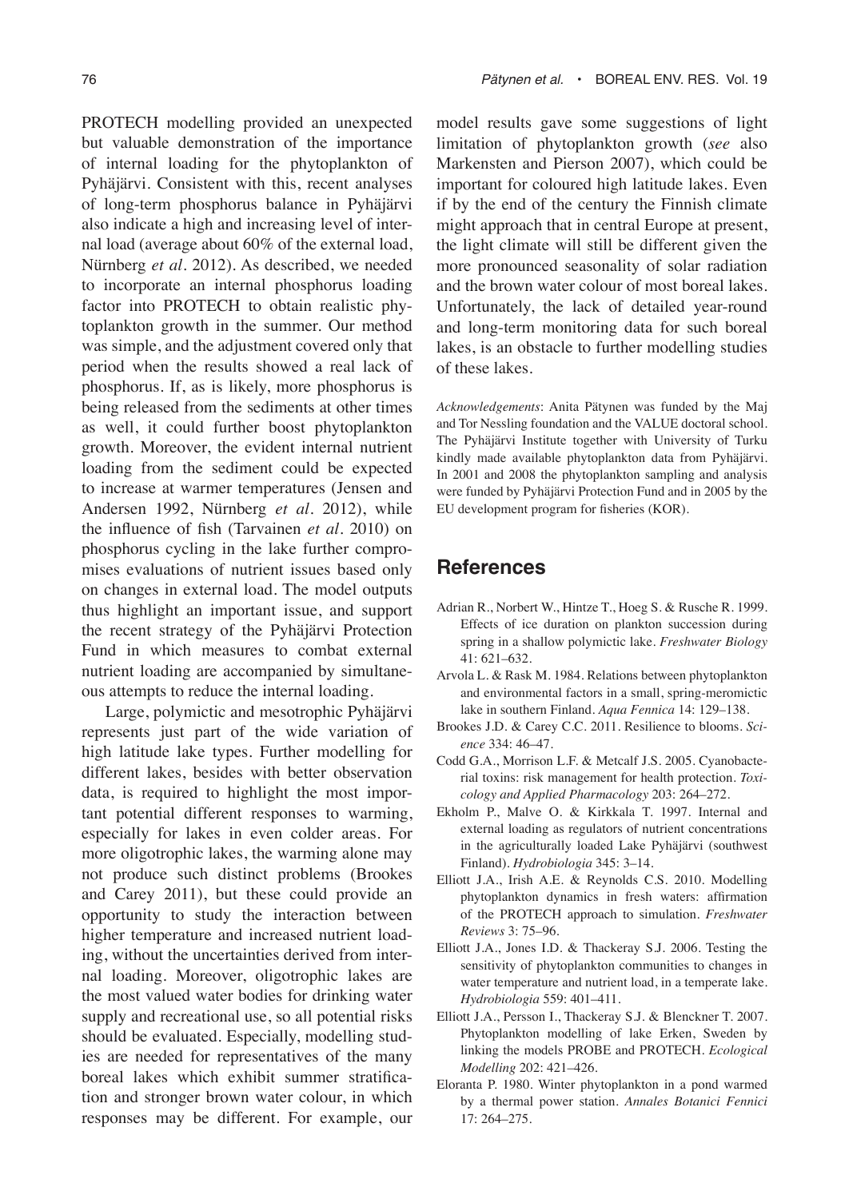PROTECH modelling provided an unexpected but valuable demonstration of the importance of internal loading for the phytoplankton of Pyhäjärvi. Consistent with this, recent analyses of long-term phosphorus balance in Pyhäjärvi also indicate a high and increasing level of internal load (average about 60% of the external load, Nürnberg *et al*. 2012). As described, we needed to incorporate an internal phosphorus loading factor into PROTECH to obtain realistic phytoplankton growth in the summer. Our method was simple, and the adjustment covered only that period when the results showed a real lack of phosphorus. If, as is likely, more phosphorus is being released from the sediments at other times as well, it could further boost phytoplankton growth. Moreover, the evident internal nutrient loading from the sediment could be expected to increase at warmer temperatures (Jensen and Andersen 1992, Nürnberg *et al*. 2012), while the influence of fish (Tarvainen *et al*. 2010) on phosphorus cycling in the lake further compromises evaluations of nutrient issues based only on changes in external load. The model outputs thus highlight an important issue, and support the recent strategy of the Pyhäjärvi Protection Fund in which measures to combat external nutrient loading are accompanied by simultaneous attempts to reduce the internal loading.

Large, polymictic and mesotrophic Pyhäjärvi represents just part of the wide variation of high latitude lake types. Further modelling for different lakes, besides with better observation data, is required to highlight the most important potential different responses to warming, especially for lakes in even colder areas. For more oligotrophic lakes, the warming alone may not produce such distinct problems (Brookes and Carey 2011), but these could provide an opportunity to study the interaction between higher temperature and increased nutrient loading, without the uncertainties derived from internal loading. Moreover, oligotrophic lakes are the most valued water bodies for drinking water supply and recreational use, so all potential risks should be evaluated. Especially, modelling studies are needed for representatives of the many boreal lakes which exhibit summer stratification and stronger brown water colour, in which responses may be different. For example, our model results gave some suggestions of light limitation of phytoplankton growth (*see* also Markensten and Pierson 2007), which could be important for coloured high latitude lakes. Even if by the end of the century the Finnish climate might approach that in central Europe at present, the light climate will still be different given the more pronounced seasonality of solar radiation and the brown water colour of most boreal lakes. Unfortunately, the lack of detailed year-round and long-term monitoring data for such boreal lakes, is an obstacle to further modelling studies of these lakes.

*Acknowledgements*: Anita Pätynen was funded by the Maj and Tor Nessling foundation and the VALUE doctoral school. The Pyhäjärvi Institute together with University of Turku kindly made available phytoplankton data from Pyhäjärvi. In 2001 and 2008 the phytoplankton sampling and analysis were funded by Pyhäjärvi Protection Fund and in 2005 by the EU development program for fisheries (KOR).

## References

Adrian R., Norbert W., Hintze T., Hoeg S. & Rusche R. 1999. Effects of ice duration on plankton succession during spring in a shallow polymictic lake. *Freshwater Biology* 41: 621–632.

Arvola L. & Rask M. 1984. Relations between phytoplankton and environmental factors in a small, spring-meromictic lake in southern Finland. *Aqua Fennica* 14: 129–138.

Brookes J.D. & Carey C.C. 2011. Resilience to blooms. *Science* 334: 46–47.

Codd G.A., Morrison L.F. & Metcalf J.S. 2005. Cyanobacterial toxins: risk management for health protection. *Toxicology and Applied Pharmacology* 203: 264–272.

Ekholm P., Malve O. & Kirkkala T. 1997. Internal and external loading as regulators of nutrient concentrations in the agriculturally loaded Lake Pyhäjärvi (southwest Finland). *Hydrobiologia* 345: 3–14.

Elliott J.A., Irish A.E. & Reynolds C.S. 2010. Modelling phytoplankton dynamics in fresh waters: affirmation of the PROTECH approach to simulation. *Freshwater Reviews* 3: 75–96.

Elliott J.A., Jones I.D. & Thackeray S.J. 2006. Testing the sensitivity of phytoplankton communities to changes in water temperature and nutrient load, in a temperate lake. *Hydrobiologia* 559: 401–411.

Elliott J.A., Persson I., Thackeray S.J. & Blenckner T. 2007. Phytoplankton modelling of lake Erken, Sweden by linking the models PROBE and PROTECH. *Ecological Modelling* 202: 421–426.

Eloranta P. 1980. Winter phytoplankton in a pond warmed by a thermal power station. *Annales Botanici Fennici* 17: 264–275.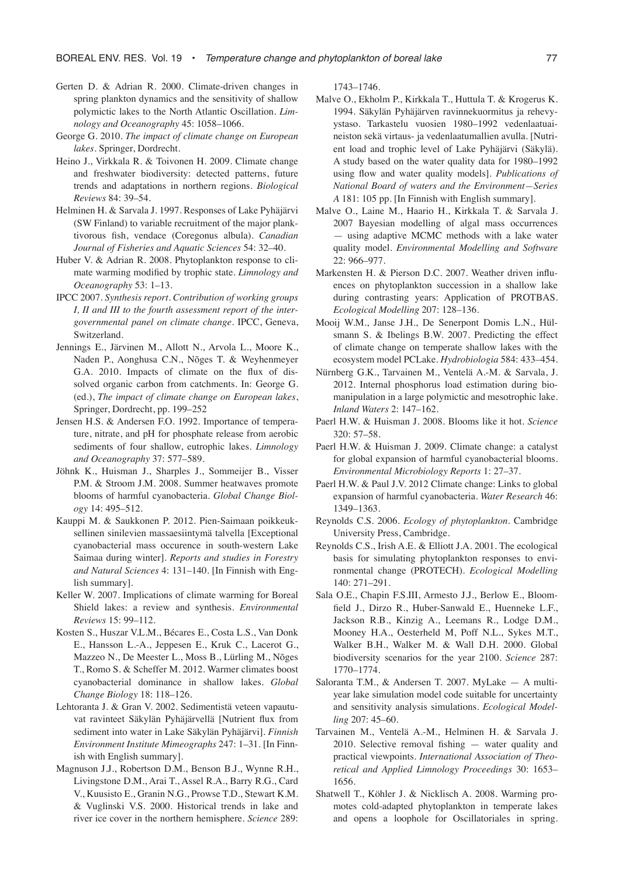Gerten D. & Adrian R. 2000. Climate-driven changes in spring plankton dynamics and the sensitivity of shallow polymictic lakes to the North Atlantic Oscillation. *Limnology and Oceanography* 45: 1058–1066.

George G. 2010. *The impact of climate change on European lakes*. Springer, Dordrecht.

Heino J., Virkkala R. & Toivonen H. 2009. Climate change and freshwater biodiversity: detected patterns, future trends and adaptations in northern regions. *Biological Reviews* 84: 39–54.

Helminen H. & Sarvala J. 1997. Responses of Lake Pyhäjärvi (SW Finland) to variable recruitment of the major planktivorous fish, vendace (Coregonus albula). *Canadian Journal of Fisheries and Aquatic Sciences* 54: 32–40.

Huber V. & Adrian R. 2008. Phytoplankton response to climate warming modified by trophic state. *Limnology and Oceanography* 53: 1–13.

IPCC 2007. *Synthesis report. Contribution of working groups I, II and III to the fourth assessment report of the intergovernmental panel on climate change*. IPCC, Geneva, Switzerland.

Jennings E., Järvinen M., Allott N., Arvola L., Moore K., Naden P., Aonghusa C.N., Nõges T. & Weyhenmeyer G.A. 2010. Impacts of climate on the flux of dissolved organic carbon from catchments. In: George G. (ed.), *The impact of climate change on European lakes*, Springer, Dordrecht, pp. 199–252

Jensen H.S. & Andersen F.O. 1992. Importance of temperature, nitrate, and pH for phosphate release from aerobic sediments of four shallow, eutrophic lakes. *Limnology and Oceanography* 37: 577–589.

Jöhnk K., Huisman J., Sharples J., Sommeijer B., Visser P.M. & Stroom J.M. 2008. Summer heatwaves promote blooms of harmful cyanobacteria. *Global Change Biology* 14: 495–512.

Kauppi M. & Saukkonen P. 2012. Pien-Saimaan poikkeuksellinen sinilevien massaesiintymä talvella [Exceptional cyanobacterial mass occurence in south-western Lake Saimaa during winter]. *Reports and studies in Forestry and Natural Sciences* 4: 131–140. [In Finnish with English summary].

Keller W. 2007. Implications of climate warming for Boreal Shield lakes: a review and synthesis. *Environmental Reviews* 15: 99–112.

Kosten S., Huszar V.L.M., Bécares E., Costa L.S., Van Donk E., Hansson L.-A., Jeppesen E., Kruk C., Lacerot G., Mazzeo N., De Meester L., Moss B., Lürling M., Nõges T., Romo S. & Scheffer M. 2012. Warmer climates boost cyanobacterial dominance in shallow lakes. *Global Change Biology* 18: 118–126.

Lehtoranta J. & Gran V. 2002. Sedimentistä veteen vapautuvat ravinteet Säkylän Pyhäjärvellä [Nutrient flux from sediment into water in Lake Säkylän Pyhäjärvi]. *Finnish Environment Institute Mimeographs* 247: 1–31. [In Finnish with English summary].

Magnuson J.J., Robertson D.M., Benson B.J., Wynne R.H., Livingstone D.M., Arai T., Assel R.A., Barry R.G., Card V., Kuusisto E., Granin N.G., Prowse T.D., Stewart K.M. & Vuglinski V.S. 2000. Historical trends in lake and river ice cover in the northern hemisphere. *Science* 289: 1743–1746.

Malve O., Ekholm P., Kirkkala T., Huttula T. & Krogerus K. 1994. Säkylän Pyhäjärven ravinnekuormitus ja rehevyystaso. Tarkastelu vuosien 1980–1992 vedenlaatuaineiston sekä virtaus- ja vedenlaatumallien avulla. [Nutrient load and trophic level of Lake Pyhäjärvi (Säkylä). A study based on the water quality data for 1980–1992 using flow and water quality models]. *Publications of National Board of waters and the Environment—Series A* 181: 105 pp. [In Finnish with English summary].

Malve O., Laine M., Haario H., Kirkkala T. & Sarvala J. 2007 Bayesian modelling of algal mass occurrences — using adaptive MCMC methods with a lake water quality model. *Environmental Modelling and Software* 22: 966–977.

Markensten H. & Pierson D.C. 2007. Weather driven influences on phytoplankton succession in a shallow lake during contrasting years: Application of PROTBAS. *Ecological Modelling* 207: 128–136.

Mooij W.M., Janse J.H., De Senerpont Domis L.N., Hülsmann S. & Ibelings B.W. 2007. Predicting the effect of climate change on temperate shallow lakes with the ecosystem model PCLake. *Hydrobiologia* 584: 433–454.

Nürnberg G.K., Tarvainen M., Ventelä A.-M. & Sarvala, J. 2012. Internal phosphorus load estimation during biomanipulation in a large polymictic and mesotrophic lake. *Inland Waters* 2: 147–162.

Paerl H.W. & Huisman J. 2008. Blooms like it hot. *Science* 320: 57–58.

Paerl H.W. & Huisman J. 2009. Climate change: a catalyst for global expansion of harmful cyanobacterial blooms. *Environmental Microbiology Reports* 1: 27–37.

Paerl H.W. & Paul J.V. 2012 Climate change: Links to global expansion of harmful cyanobacteria. *Water Research* 46: 1349–1363.

Reynolds C.S. 2006. *Ecology of phytoplankton*. Cambridge University Press, Cambridge.

Reynolds C.S., Irish A.E. & Elliott J.A. 2001. The ecological basis for simulating phytoplankton responses to environmental change (PROTECH). *Ecological Modelling* 140: 271–291.

Sala O.E., Chapin F.S.III, Armesto J.J., Berlow E., Bloomfield J., Dirzo R., Huber-Sanwald E., Huenneke L.F., Jackson R.B., Kinzig A., Leemans R., Lodge D.M., Mooney H.A., Oesterheld M, Poff N.L., Sykes M.T., Walker B.H., Walker M. & Wall D.H. 2000. Global biodiversity scenarios for the year 2100. *Science* 287: 1770–1774.

Saloranta T.M., & Andersen T. 2007. MyLake — A multiyear lake simulation model code suitable for uncertainty and sensitivity analysis simulations. *Ecological Modelling* 207: 45–60.

Tarvainen M., Ventelä A.-M., Helminen H. & Sarvala J. 2010. Selective removal fishing — water quality and practical viewpoints. *International Association of Theoretical and Applied Limnology Proceedings* 30: 1653–1656.

Shatwell T., Köhler J. & Nicklisch A. 2008. Warming promotes cold-adapted phytoplankton in temperate lakes and opens a loophole for Oscillatoriales in spring.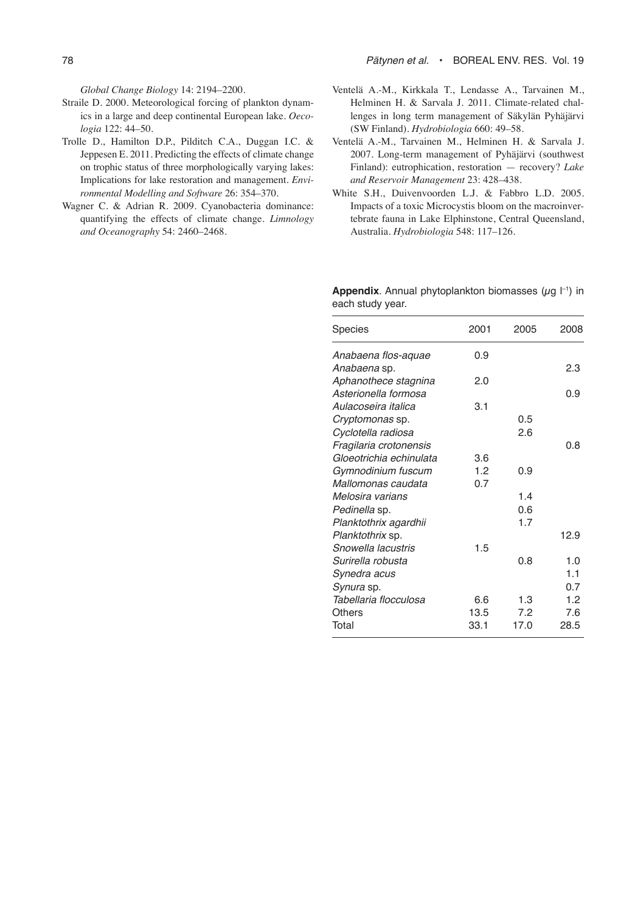*Global Change Biology* 14: 2194–2200.

Straile D. 2000. Meteorological forcing of plankton dynamics in a large and deep continental European lake. *Oecologia* 122: 44–50.

Trolle D., Hamilton D.P., Pilditch C.A., Duggan I.C. & Jeppesen E. 2011. Predicting the effects of climate change on trophic status of three morphologically varying lakes: Implications for lake restoration and management. *Environmental Modelling and Software* 26: 354–370.

Wagner C. & Adrian R. 2009. Cyanobacteria dominance: quantifying the effects of climate change. *Limnology and Oceanography* 54: 2460–2468.

Ventelä A.-M., Kirkkala T., Lendasse A., Tarvainen M., Helminen H. & Sarvala J. 2011. Climate-related challenges in long term management of Säkylän Pyhäjärvi (SW Finland). *Hydrobiologia* 660: 49–58.

Ventelä A.-M., Tarvainen M., Helminen H. & Sarvala J. 2007. Long-term management of Pyhäjärvi (southwest Finland): eutrophication, restoration — recovery? *Lake and Reservoir Management* 23: 428–438.

White S.H., Duivenvoorden L.J. & Fabbro L.D. 2005. Impacts of a toxic Microcystis bloom on the macroinvertebrate fauna in Lake Elphinstone, Central Queensland, Australia. *Hydrobiologia* 548: 117–126.

**Appendix**. Annual phytoplankton biomasses ($\mu$g l$^{-1}$) in each study year.

| Species | 2001 | 2005 | 2008 |
|---|---|---|---|
| *Anabaena flos-aquae* | 0.9 | | |
| *Anabaena* sp. | | | 2.3 |
| *Aphanothece stagnina* | 2.0 | | |
| *Asterionella formosa* | | | 0.9 |
| *Aulacoseira italica* | 3.1 | | |
| *Cryptomonas* sp. | | 0.5 | |
| *Cyclotella radiosa* | | 2.6 | |
| *Fragilaria crotonensis* | | | 0.8 |
| *Gloeotrichia echinulata* | 3.6 | | |
| *Gymnodinium fuscum* | 1.2 | 0.9 | |
| *Mallomonas caudata* | 0.7 | | |
| *Melosira varians* | | 1.4 | |
| *Pedinella* sp. | | 0.6 | |
| *Planktothrix agardhii* | | 1.7 | |
| *Planktothrix* sp. | | | 12.9 |
| *Snowella lacustris* | 1.5 | | |
| *Surirella robusta* | | 0.8 | 1.0 |
| *Synedra acus* | | | 1.1 |
| *Synura* sp. | | | 0.7 |
| *Tabellaria flocculosa* | 6.6 | 1.3 | 1.2 |
| Others | 13.5 | 7.2 | 7.6 |
| Total | 33.1 | 17.0 | 28.5 |